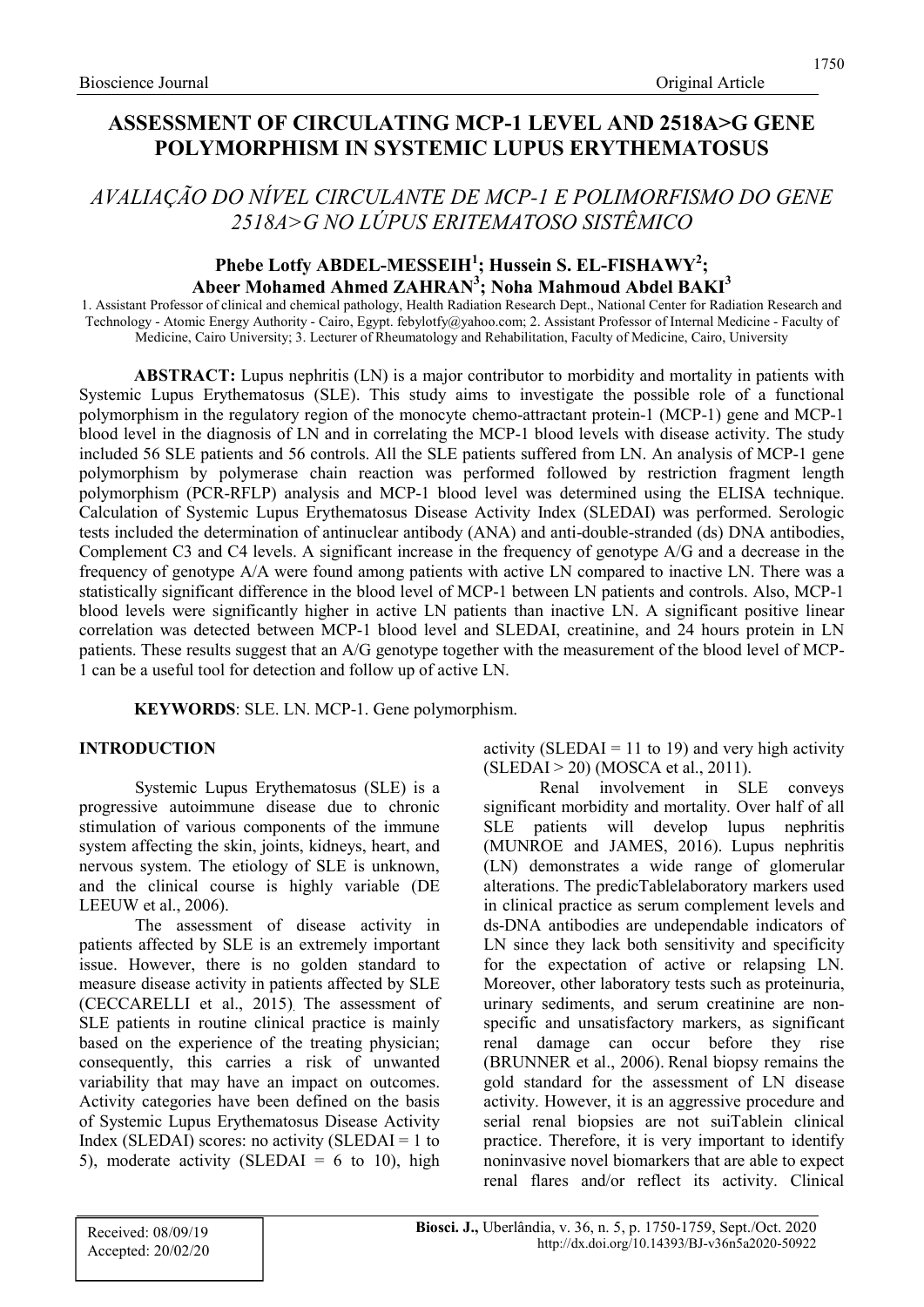# ASSESSMENT OF CIRCULATING MCP-1 LEVEL AND 2518A>G GENE POLYMORPHISM IN SYSTEMIC LUPUS ERYTHEMATOSUS

## *AVALIAÇÃO DO NÍVEL CIRCULANTE DE MCP-1 E POLIMORFISMO DO GENE 2518A>G NO LÚPUS ERITEMATOSO SISTÊMICO*

**Phebe Lotfy ABDEL-MESSEIH[1]; Hussein S. EL-FISHAWY[2]; Abeer Mohamed Ahmed ZAHRAN[3]; Noha Mahmoud Abdel BAKI[3]**

1. Assistant Professor of clinical and chemical pathology, Health Radiation Research Dept., National Center for Radiation Research and Technology - Atomic Energy Authority - Cairo, Egypt. febylotfy@yahoo.com; 2. Assistant Professor of Internal Medicine - Faculty of Medicine, Cairo University; 3. Lecturer of Rheumatology and Rehabilitation, Faculty of Medicine, Cairo, University

**ABSTRACT:** Lupus nephritis (LN) is a major contributor to morbidity and mortality in patients with Systemic Lupus Erythematosus (SLE). This study aims to investigate the possible role of a functional polymorphism in the regulatory region of the monocyte chemo-attractant protein-1 (MCP-1) gene and MCP-1 blood level in the diagnosis of LN and in correlating the MCP-1 blood levels with disease activity. The study included 56 SLE patients and 56 controls. All the SLE patients suffered from LN. An analysis of MCP-1 gene polymorphism by polymerase chain reaction was performed followed by restriction fragment length polymorphism (PCR-RFLP) analysis and MCP-1 blood level was determined using the ELISA technique. Calculation of Systemic Lupus Erythematosus Disease Activity Index (SLEDAI) was performed. Serologic tests included the determination of antinuclear antibody (ANA) and anti-double-stranded (ds) DNA antibodies, Complement C3 and C4 levels. A significant increase in the frequency of genotype A/G and a decrease in the frequency of genotype A/A were found among patients with active LN compared to inactive LN. There was a statistically significant difference in the blood level of MCP-1 between LN patients and controls. Also, MCP-1 blood levels were significantly higher in active LN patients than inactive LN. A significant positive linear correlation was detected between MCP-1 blood level and SLEDAI, creatinine, and 24 hours protein in LN patients. These results suggest that an A/G genotype together with the measurement of the blood level of MCP-1 can be a useful tool for detection and follow up of active LN.

**KEYWORDS**: SLE. LN. MCP-1. Gene polymorphism.

## INTRODUCTION

Systemic Lupus Erythematosus (SLE) is a progressive autoimmune disease due to chronic stimulation of various components of the immune system affecting the skin, joints, kidneys, heart, and nervous system. The etiology of SLE is unknown, and the clinical course is highly variable (DE LEEUW et al., 2006).

The assessment of disease activity in patients affected by SLE is an extremely important issue. However, there is no golden standard to measure disease activity in patients affected by SLE (CECCARELLI et al., 2015). The assessment of SLE patients in routine clinical practice is mainly based on the experience of the treating physician; consequently, this carries a risk of unwanted variability that may have an impact on outcomes. Activity categories have been defined on the basis of Systemic Lupus Erythematosus Disease Activity Index (SLEDAI) scores: no activity (SLEDAI = 1 to 5), moderate activity (SLEDAI = 6 to 10), high activity (SLEDAI = 11 to 19) and very high activity (SLEDAI > 20) (MOSCA et al., 2011).

Renal involvement in SLE conveys significant morbidity and mortality. Over half of all SLE patients will develop lupus nephritis (MUNROE and JAMES, 2016). Lupus nephritis (LN) demonstrates a wide range of glomerular alterations. The predicTablelaboratory markers used in clinical practice as serum complement levels and ds-DNA antibodies are undependable indicators of LN since they lack both sensitivity and specificity for the expectation of active or relapsing LN. Moreover, other laboratory tests such as proteinuria, urinary sediments, and serum creatinine are non-specific and unsatisfactory markers, as significant renal damage can occur before they rise (BRUNNER et al., 2006). Renal biopsy remains the gold standard for the assessment of LN disease activity. However, it is an aggressive procedure and serial renal biopsies are not suiTablein clinical practice. Therefore, it is very important to identify noninvasive novel biomarkers that are able to expect renal flares and/or reflect its activity. Clinical

Received: 08/09/19
Accepted: 20/02/20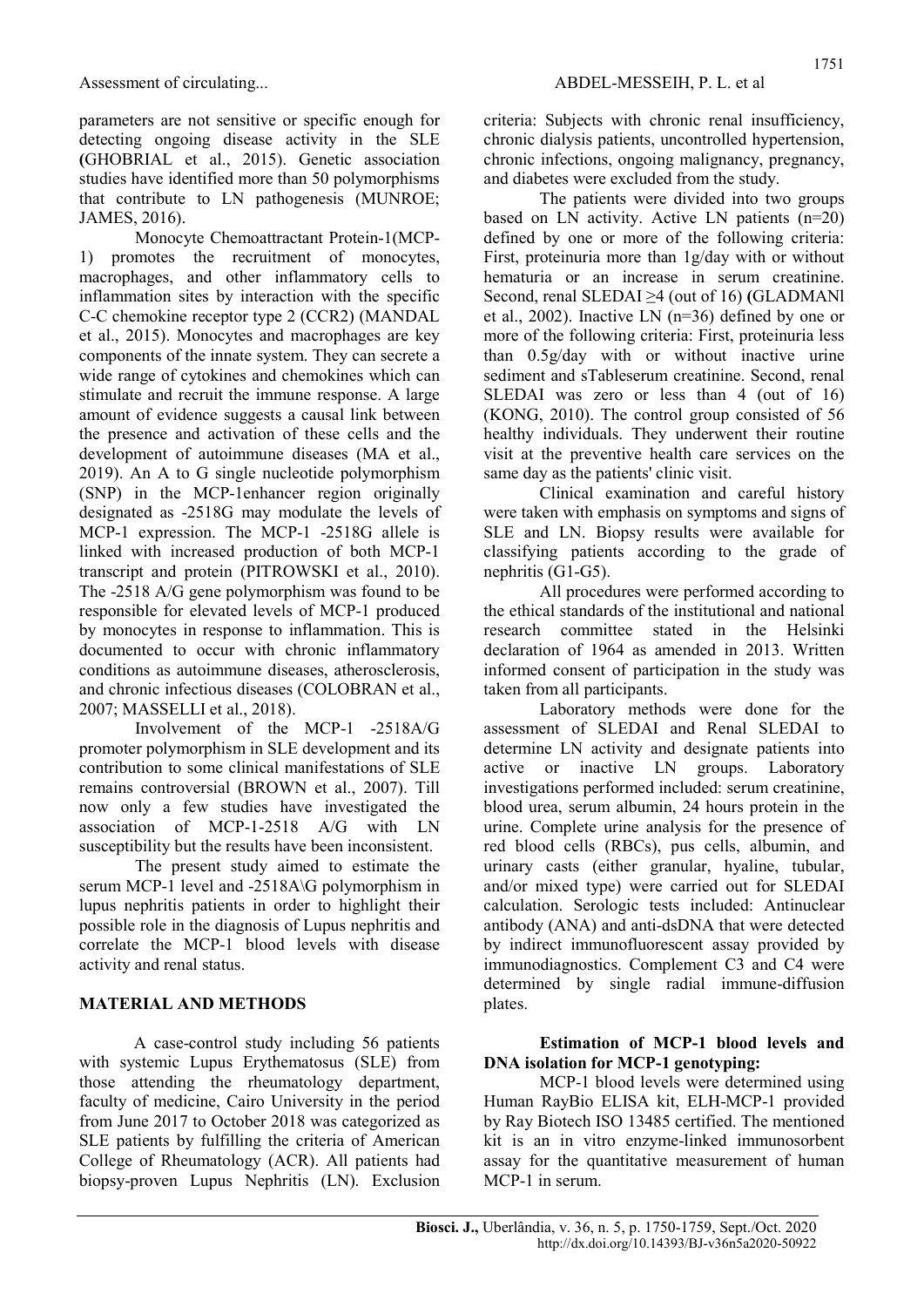parameters are not sensitive or specific enough for detecting ongoing disease activity in the SLE (GHOBRIAL et al., 2015). Genetic association studies have identified more than 50 polymorphisms that contribute to LN pathogenesis (MUNROE; JAMES, 2016).

Monocyte Chemoattractant Protein-1(MCP-1) promotes the recruitment of monocytes, macrophages, and other inflammatory cells to inflammation sites by interaction with the specific C-C chemokine receptor type 2 (CCR2) (MANDAL et al., 2015). Monocytes and macrophages are key components of the innate system. They can secrete a wide range of cytokines and chemokines which can stimulate and recruit the immune response. A large amount of evidence suggests a causal link between the presence and activation of these cells and the development of autoimmune diseases (MA et al., 2019). An A to G single nucleotide polymorphism (SNP) in the MCP-1enhancer region originally designated as -2518G may modulate the levels of MCP-1 expression. The MCP-1 -2518G allele is linked with increased production of both MCP-1 transcript and protein (PITROWSKI et al., 2010). The -2518 A/G gene polymorphism was found to be responsible for elevated levels of MCP-1 produced by monocytes in response to inflammation. This is documented to occur with chronic inflammatory conditions as autoimmune diseases, atherosclerosis, and chronic infectious diseases (COLOBRAN et al., 2007; MASSELLI et al., 2018).

Involvement of the MCP-1 -2518A/G promoter polymorphism in SLE development and its contribution to some clinical manifestations of SLE remains controversial (BROWN et al., 2007). Till now only a few studies have investigated the association of MCP-1-2518 A/G with LN susceptibility but the results have been inconsistent.

The present study aimed to estimate the serum MCP-1 level and -2518A\G polymorphism in lupus nephritis patients in order to highlight their possible role in the diagnosis of Lupus nephritis and correlate the MCP-1 blood levels with disease activity and renal status.

## MATERIAL AND METHODS

A case-control study including 56 patients with systemic Lupus Erythematosus (SLE) from those attending the rheumatology department, faculty of medicine, Cairo University in the period from June 2017 to October 2018 was categorized as SLE patients by fulfilling the criteria of American College of Rheumatology (ACR). All patients had biopsy-proven Lupus Nephritis (LN). Exclusion criteria: Subjects with chronic renal insufficiency, chronic dialysis patients, uncontrolled hypertension, chronic infections, ongoing malignancy, pregnancy, and diabetes were excluded from the study.

The patients were divided into two groups based on LN activity. Active LN patients (n=20) defined by one or more of the following criteria: First, proteinuria more than 1g/day with or without hematuria or an increase in serum creatinine. Second, renal SLEDAI ≥4 (out of 16) (GLADMANl et al., 2002). Inactive LN (n=36) defined by one or more of the following criteria: First, proteinuria less than 0.5g/day with or without inactive urine sediment and sTableserum creatinine. Second, renal SLEDAI was zero or less than 4 (out of 16) (KONG, 2010). The control group consisted of 56 healthy individuals. They underwent their routine visit at the preventive health care services on the same day as the patients' clinic visit.

Clinical examination and careful history were taken with emphasis on symptoms and signs of SLE and LN. Biopsy results were available for classifying patients according to the grade of nephritis (G1-G5).

All procedures were performed according to the ethical standards of the institutional and national research committee stated in the Helsinki declaration of 1964 as amended in 2013. Written informed consent of participation in the study was taken from all participants.

Laboratory methods were done for the assessment of SLEDAI and Renal SLEDAI to determine LN activity and designate patients into active or inactive LN groups. Laboratory investigations performed included: serum creatinine, blood urea, serum albumin, 24 hours protein in the urine. Complete urine analysis for the presence of red blood cells (RBCs), pus cells, albumin, and urinary casts (either granular, hyaline, tubular, and/or mixed type) were carried out for SLEDAI calculation. Serologic tests included: Antinuclear antibody (ANA) and anti-dsDNA that were detected by indirect immunofluorescent assay provided by immunodiagnostics. Complement C3 and C4 were determined by single radial immune-diffusion plates.

### Estimation of MCP-1 blood levels and DNA isolation for MCP-1 genotyping:

MCP-1 blood levels were determined using Human RayBio ELISA kit, ELH-MCP-1 provided by Ray Biotech ISO 13485 certified. The mentioned kit is an in vitro enzyme-linked immunosorbent assay for the quantitative measurement of human MCP-1 in serum.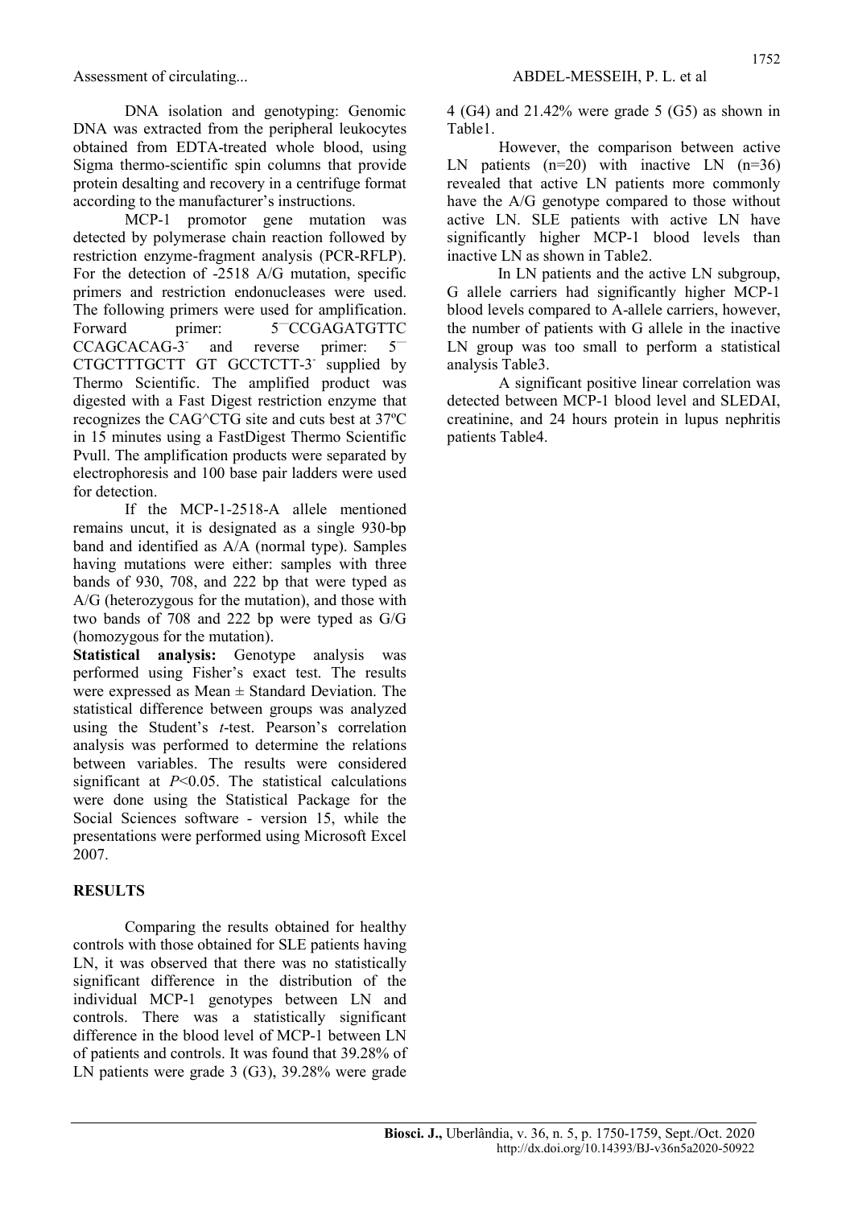DNA isolation and genotyping: Genomic DNA was extracted from the peripheral leukocytes obtained from EDTA-treated whole blood, using Sigma thermo-scientific spin columns that provide protein desalting and recovery in a centrifuge format according to the manufacturer's instructions.

MCP-1 promotor gene mutation was detected by polymerase chain reaction followed by restriction enzyme-fragment analysis (PCR-RFLP). For the detection of -2518 A/G mutation, specific primers and restriction endonucleases were used. The following primers were used for amplification. Forward primer: 5¯CCGAGATGTTC CCAGCACAG-3¯ and reverse primer: 5¯ CTGCTTTGCTT GT GCCTCTT-3¯ supplied by Thermo Scientific. The amplified product was digested with a Fast Digest restriction enzyme that recognizes the CAG^CTG site and cuts best at 37ºC in 15 minutes using a FastDigest Thermo Scientific PvuII. The amplification products were separated by electrophoresis and 100 base pair ladders were used for detection.

If the MCP-1-2518-A allele mentioned remains uncut, it is designated as a single 930-bp band and identified as A/A (normal type). Samples having mutations were either: samples with three bands of 930, 708, and 222 bp that were typed as A/G (heterozygous for the mutation), and those with two bands of 708 and 222 bp were typed as G/G (homozygous for the mutation).

**Statistical analysis:** Genotype analysis was performed using Fisher's exact test. The results were expressed as Mean ± Standard Deviation. The statistical difference between groups was analyzed using the Student's *t*-test. Pearson's correlation analysis was performed to determine the relations between variables. The results were considered significant at $P<0.05$. The statistical calculations were done using the Statistical Package for the Social Sciences software - version 15, while the presentations were performed using Microsoft Excel 2007.

## RESULTS

Comparing the results obtained for healthy controls with those obtained for SLE patients having LN, it was observed that there was no statistically significant difference in the distribution of the individual MCP-1 genotypes between LN and controls. There was a statistically significant difference in the blood level of MCP-1 between LN of patients and controls. It was found that 39.28% of LN patients were grade 3 (G3), 39.28% were grade 4 (G4) and 21.42% were grade 5 (G5) as shown in Table1.

However, the comparison between active LN patients (n=20) with inactive LN (n=36) revealed that active LN patients more commonly have the A/G genotype compared to those without active LN. SLE patients with active LN have significantly higher MCP-1 blood levels than inactive LN as shown in Table2.

In LN patients and the active LN subgroup, G allele carriers had significantly higher MCP-1 blood levels compared to A-allele carriers, however, the number of patients with G allele in the inactive LN group was too small to perform a statistical analysis Table3.

A significant positive linear correlation was detected between MCP-1 blood level and SLEDAI, creatinine, and 24 hours protein in lupus nephritis patients Table4.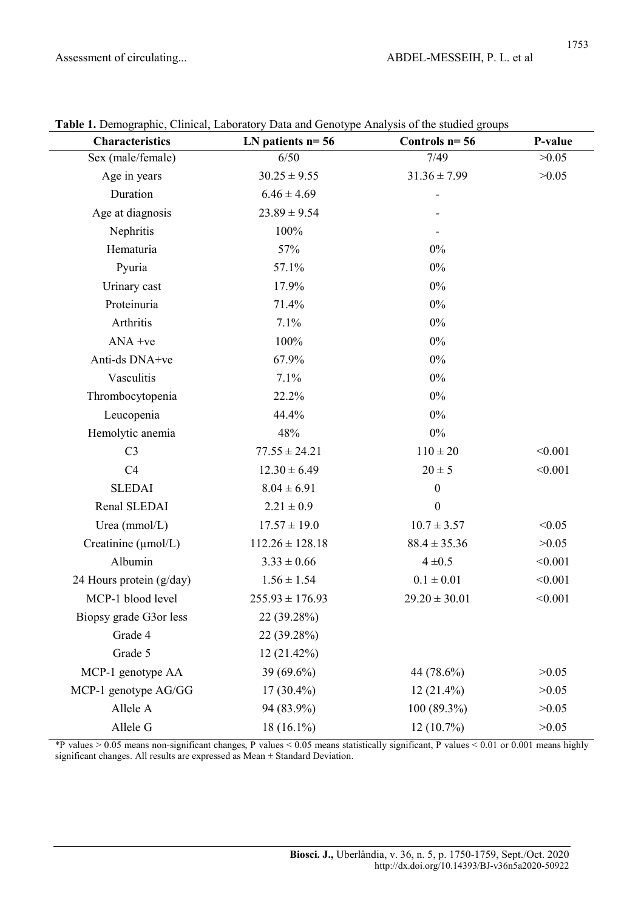**Table 1.** Demographic, Clinical, Laboratory Data and Genotype Analysis of the studied groups

| Characteristics | LN patients n= 56 | Controls n= 56 | P-value |
|---|---|---|---|
| Sex (male/female) | 6/50 | 7/49 | >0.05 |
| Age in years | 30.25 ± 9.55 | 31.36 ± 7.99 | >0.05 |
| Duration | 6.46 ± 4.69 | - | |
| Age at diagnosis | 23.89 ± 9.54 | - | |
| Nephritis | 100% | - | |
| Hematuria | 57% | 0% | |
| Pyuria | 57.1% | 0% | |
| Urinary cast | 17.9% | 0% | |
| Proteinuria | 71.4% | 0% | |
| Arthritis | 7.1% | 0% | |
| ANA +ve | 100% | 0% | |
| Anti-ds DNA+ve | 67.9% | 0% | |
| Vasculitis | 7.1% | 0% | |
| Thrombocytopenia | 22.2% | 0% | |
| Leucopenia | 44.4% | 0% | |
| Hemolytic anemia | 48% | 0% | |
| C3 | 77.55 ± 24.21 | 110 ± 20 | <0.001 |
| C4 | 12.30 ± 6.49 | 20 ± 5 | <0.001 |
| SLEDAI | 8.04 ± 6.91 | 0 | |
| Renal SLEDAI | 2.21 ± 0.9 | 0 | |
| Urea (mmol/L) | 17.57 ± 19.0 | 10.7 ± 3.57 | <0.05 |
| Creatinine (μmol/L) | 112.26 ± 128.18 | 88.4 ± 35.36 | >0.05 |
| Albumin | 3.33 ± 0.66 | 4 ±0.5 | <0.001 |
| 24 Hours protein (g/day) | 1.56 ± 1.54 | 0.1 ± 0.01 | <0.001 |
| MCP-1 blood level | 255.93 ± 176.93 | 29.20 ± 30.01 | <0.001 |
| Biopsy grade G3or less | 22 (39.28%) | | |
| Grade 4 | 22 (39.28%) | | |
| Grade 5 | 12 (21.42%) | | |
| MCP-1 genotype AA | 39 (69.6%) | 44 (78.6%) | >0.05 |
| MCP-1 genotype AG/GG | 17 (30.4%) | 12 (21.4%) | >0.05 |
| Allele A | 94 (83.9%) | 100 (89.3%) | >0.05 |
| Allele G | 18 (16.1%) | 12 (10.7%) | >0.05 |

*P values > 0.05 means non-significant changes, P values < 0.05 means statistically significant, P values < 0.01 or 0.001 means highly significant changes. All results are expressed as Mean ± Standard Deviation.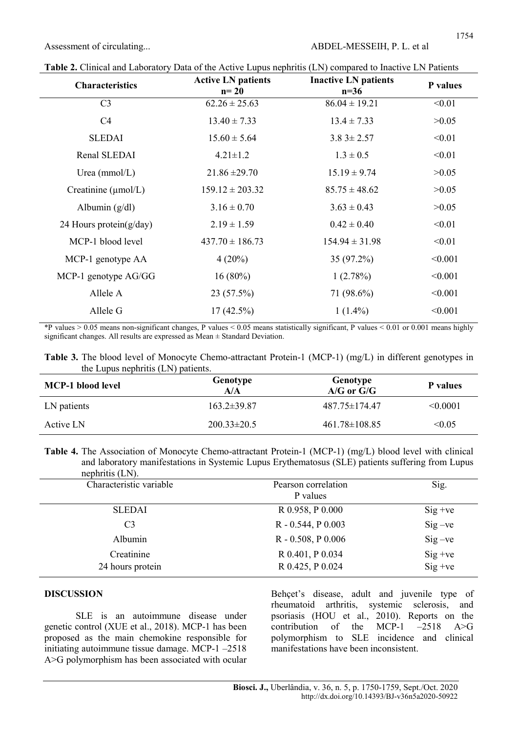**Table 2.** Clinical and Laboratory Data of the Active Lupus nephritis (LN) compared to Inactive LN Patients

| Characteristics | Active LN patients n= 20 | Inactive LN patients n=36 | P values |
|---|---|---|---|
| C3 | 62.26 ± 25.63 | 86.04 ± 19.21 | <0.01 |
| C4 | 13.40 ± 7.33 | 13.4 ± 7.33 | >0.05 |
| SLEDAI | 15.60 ± 5.64 | 3.8 3± 2.57 | <0.01 |
| Renal SLEDAI | 4.21±1.2 | 1.3 ± 0.5 | <0.01 |
| Urea (mmol/L) | 21.86 ±29.70 | 15.19 ± 9.74 | >0.05 |
| Creatinine (μmol/L) | 159.12 ± 203.32 | 85.75 ± 48.62 | >0.05 |
| Albumin (g/dl) | 3.16 ± 0.70 | 3.63 ± 0.43 | >0.05 |
| 24 Hours protein(g/day) | 2.19 ± 1.59 | 0.42 ± 0.40 | <0.01 |
| MCP-1 blood level | 437.70 ± 186.73 | 154.94 ± 31.98 | <0.01 |
| MCP-1 genotype AA | 4 (20%) | 35 (97.2%) | <0.001 |
| MCP-1 genotype AG/GG | 16 (80%) | 1 (2.78%) | <0.001 |
| Allele A | 23 (57.5%) | 71 (98.6%) | <0.001 |
| Allele G | 17 (42.5%) | 1 (1.4%) | <0.001 |

*P values > 0.05 means non-significant changes, P values < 0.05 means statistically significant, P values < 0.01 or 0.001 means highly significant changes. All results are expressed as Mean ± Standard Deviation.

**Table 3.** The blood level of Monocyte Chemo-attractant Protein-1 (MCP-1) (mg/L) in different genotypes in the Lupus nephritis (LN) patients.

| MCP-1 blood level | Genotype A/A | Genotype A/G or G/G | P values |
|---|---|---|---|
| LN patients | 163.2±39.87 | 487.75±174.47 | <0.0001 |
| Active LN | 200.33±20.5 | 461.78±108.85 | <0.05 |

**Table 4.** The Association of Monocyte Chemo-attractant Protein-1 (MCP-1) (mg/L) blood level with clinical and laboratory manifestations in Systemic Lupus Erythematosus (SLE) patients suffering from Lupus nephritis (LN).

| Characteristic variable | Pearson correlation P values | Sig. |
|---|---|---|
| SLEDAI | R 0.958, P 0.000 | Sig +ve |
| C3 | R - 0.544, P 0.003 | Sig –ve |
| Albumin | R - 0.508, P 0.006 | Sig –ve |
| Creatinine | R 0.401, P 0.034 | Sig +ve |
| 24 hours protein | R 0.425, P 0.024 | Sig +ve |

## DISCUSSION

SLE is an autoimmune disease under genetic control (XUE et al., 2018). MCP-1 has been proposed as the main chemokine responsible for initiating autoimmune tissue damage. MCP-1 –2518 A>G polymorphism has been associated with ocular Behçet's disease, adult and juvenile type of rheumatoid arthritis, systemic sclerosis, and psoriasis (HOU et al., 2010). Reports on the contribution of the MCP-1 –2518 A>G polymorphism to SLE incidence and clinical manifestations have been inconsistent.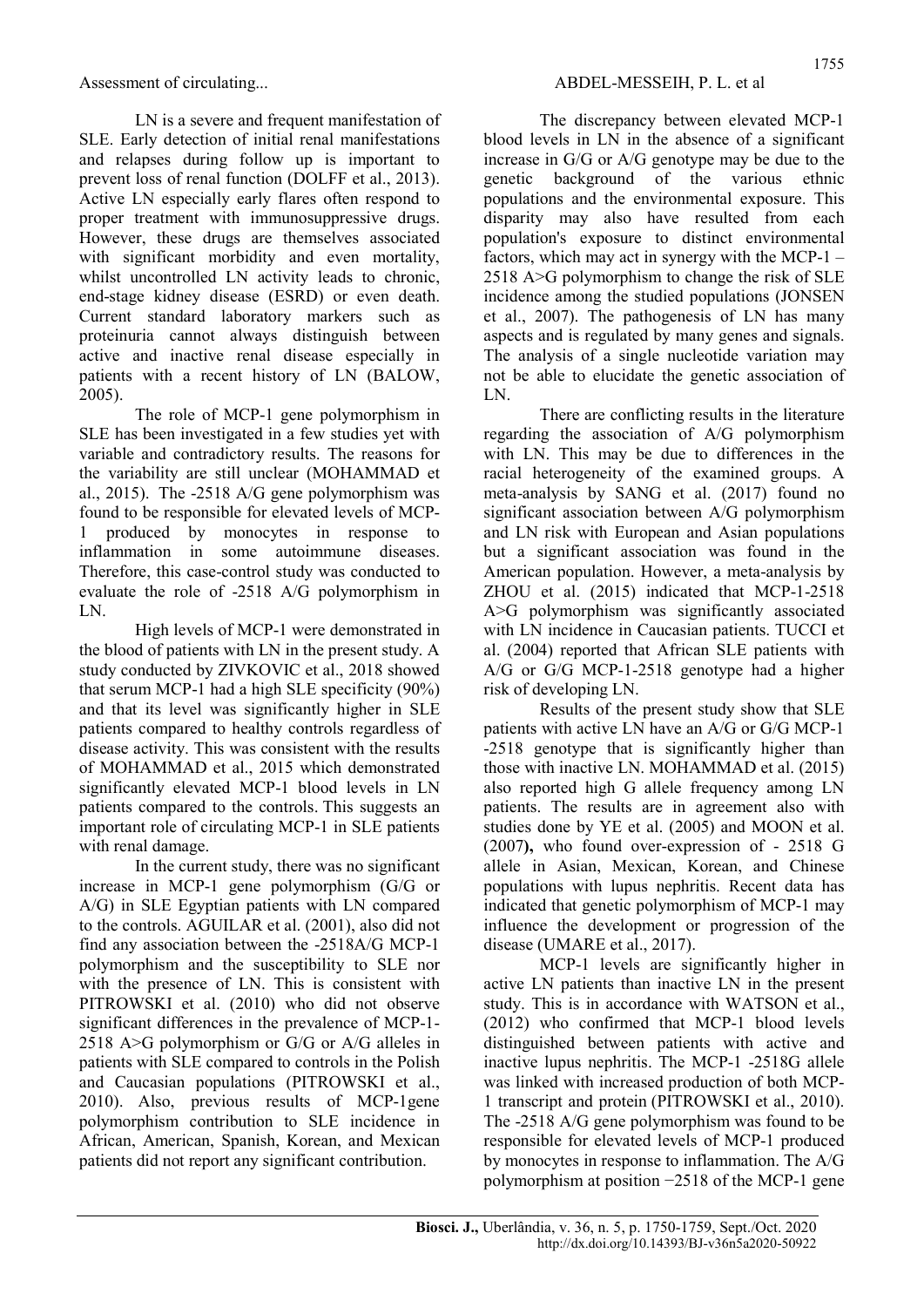LN is a severe and frequent manifestation of SLE. Early detection of initial renal manifestations and relapses during follow up is important to prevent loss of renal function (DOLFF et al., 2013). Active LN especially early flares often respond to proper treatment with immunosuppressive drugs. However, these drugs are themselves associated with significant morbidity and even mortality, whilst uncontrolled LN activity leads to chronic, end-stage kidney disease (ESRD) or even death. Current standard laboratory markers such as proteinuria cannot always distinguish between active and inactive renal disease especially in patients with a recent history of LN (BALOW, 2005).

The role of MCP-1 gene polymorphism in SLE has been investigated in a few studies yet with variable and contradictory results. The reasons for the variability are still unclear (MOHAMMAD et al., 2015). The -2518 A/G gene polymorphism was found to be responsible for elevated levels of MCP-1 produced by monocytes in response to inflammation in some autoimmune diseases. Therefore, this case-control study was conducted to evaluate the role of -2518 A/G polymorphism in LN.

High levels of MCP-1 were demonstrated in the blood of patients with LN in the present study. A study conducted by ZIVKOVIC et al., 2018 showed that serum MCP-1 had a high SLE specificity (90%) and that its level was significantly higher in SLE patients compared to healthy controls regardless of disease activity. This was consistent with the results of MOHAMMAD et al., 2015 which demonstrated significantly elevated MCP-1 blood levels in LN patients compared to the controls. This suggests an important role of circulating MCP-1 in SLE patients with renal damage.

In the current study, there was no significant increase in MCP-1 gene polymorphism (G/G or A/G) in SLE Egyptian patients with LN compared to the controls. AGUILAR et al. (2001), also did not find any association between the -2518A/G MCP-1 polymorphism and the susceptibility to SLE nor with the presence of LN. This is consistent with PITROWSKI et al. (2010) who did not observe significant differences in the prevalence of MCP-1-2518 A>G polymorphism or G/G or A/G alleles in patients with SLE compared to controls in the Polish and Caucasian populations (PITROWSKI et al., 2010). Also, previous results of MCP-1gene polymorphism contribution to SLE incidence in African, American, Spanish, Korean, and Mexican patients did not report any significant contribution.

The discrepancy between elevated MCP-1 blood levels in LN in the absence of a significant increase in G/G or A/G genotype may be due to the genetic background of the various ethnic populations and the environmental exposure. This disparity may also have resulted from each population's exposure to distinct environmental factors, which may act in synergy with the MCP-1 – 2518 A>G polymorphism to change the risk of SLE incidence among the studied populations (JONSEN et al., 2007). The pathogenesis of LN has many aspects and is regulated by many genes and signals. The analysis of a single nucleotide variation may not be able to elucidate the genetic association of LN.

There are conflicting results in the literature regarding the association of A/G polymorphism with LN. This may be due to differences in the racial heterogeneity of the examined groups. A meta-analysis by SANG et al. (2017) found no significant association between A/G polymorphism and LN risk with European and Asian populations but a significant association was found in the American population. However, a meta-analysis by ZHOU et al. (2015) indicated that MCP-1-2518 A>G polymorphism was significantly associated with LN incidence in Caucasian patients. TUCCI et al. (2004) reported that African SLE patients with A/G or G/G MCP-1-2518 genotype had a higher risk of developing LN.

Results of the present study show that SLE patients with active LN have an A/G or G/G MCP-1 -2518 genotype that is significantly higher than those with inactive LN. MOHAMMAD et al. (2015) also reported high G allele frequency among LN patients. The results are in agreement also with studies done by YE et al. (2005) and MOON et al. (2007), who found over-expression of - 2518 G allele in Asian, Mexican, Korean, and Chinese populations with lupus nephritis. Recent data has indicated that genetic polymorphism of MCP-1 may influence the development or progression of the disease (UMARE et al., 2017).

MCP-1 levels are significantly higher in active LN patients than inactive LN in the present study. This is in accordance with WATSON et al., (2012) who confirmed that MCP-1 blood levels distinguished between patients with active and inactive lupus nephritis. The MCP-1 -2518G allele was linked with increased production of both MCP-1 transcript and protein (PITROWSKI et al., 2010). The -2518 A/G gene polymorphism was found to be responsible for elevated levels of MCP-1 produced by monocytes in response to inflammation. The A/G polymorphism at position −2518 of the MCP-1 gene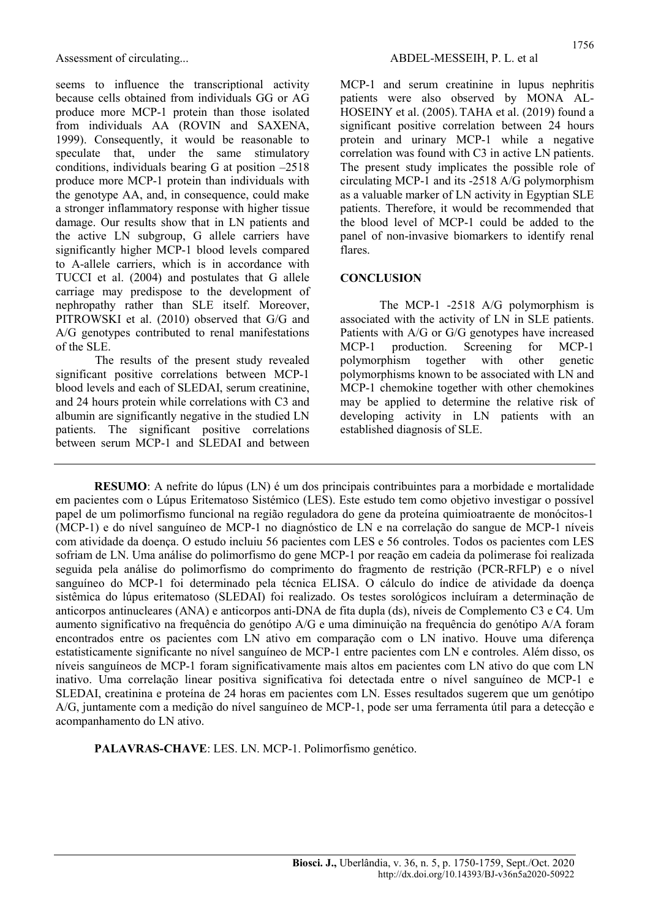seems to influence the transcriptional activity because cells obtained from individuals GG or AG produce more MCP-1 protein than those isolated from individuals AA (ROVIN and SAXENA, 1999). Consequently, it would be reasonable to speculate that, under the same stimulatory conditions, individuals bearing G at position –2518 produce more MCP-1 protein than individuals with the genotype AA, and, in consequence, could make a stronger inflammatory response with higher tissue damage. Our results show that in LN patients and the active LN subgroup, G allele carriers have significantly higher MCP-1 blood levels compared to A-allele carriers, which is in accordance with TUCCI et al. (2004) and postulates that G allele carriage may predispose to the development of nephropathy rather than SLE itself. Moreover, PITROWSKI et al. (2010) observed that G/G and A/G genotypes contributed to renal manifestations of the SLE.

The results of the present study revealed significant positive correlations between MCP-1 blood levels and each of SLEDAI, serum creatinine, and 24 hours protein while correlations with C3 and albumin are significantly negative in the studied LN patients. The significant positive correlations between serum MCP-1 and SLEDAI and between MCP-1 and serum creatinine in lupus nephritis patients were also observed by MONA AL-HOSEINY et al. (2005). TAHA et al. (2019) found a significant positive correlation between 24 hours protein and urinary MCP-1 while a negative correlation was found with C3 in active LN patients. The present study implicates the possible role of circulating MCP-1 and its -2518 A/G polymorphism as a valuable marker of LN activity in Egyptian SLE patients. Therefore, it would be recommended that the blood level of MCP-1 could be added to the panel of non-invasive biomarkers to identify renal flares.

## CONCLUSION

The MCP-1 -2518 A/G polymorphism is associated with the activity of LN in SLE patients. Patients with A/G or G/G genotypes have increased MCP-1 production. Screening for MCP-1 polymorphism together with other genetic polymorphisms known to be associated with LN and MCP-1 chemokine together with other chemokines may be applied to determine the relative risk of developing activity in LN patients with an established diagnosis of SLE.

---

**RESUMO**: A nefrite do lúpus (LN) é um dos principais contribuintes para a morbidade e mortalidade em pacientes com o Lúpus Eritematoso Sistémico (LES). Este estudo tem como objetivo investigar o possível papel de um polimorfismo funcional na região reguladora do gene da proteína quimioatraente de monócitos-1 (MCP-1) e do nível sanguíneo de MCP-1 no diagnóstico de LN e na correlação do sangue de MCP-1 níveis com atividade da doença. O estudo incluiu 56 pacientes com LES e 56 controles. Todos os pacientes com LES sofriam de LN. Uma análise do polimorfismo do gene MCP-1 por reação em cadeia da polimerase foi realizada seguida pela análise do polimorfismo do comprimento do fragmento de restrição (PCR-RFLP) e o nível sanguíneo do MCP-1 foi determinado pela técnica ELISA. O cálculo do índice de atividade da doença sistêmica do lúpus eritematoso (SLEDAI) foi realizado. Os testes sorológicos incluíram a determinação de anticorpos antinucleares (ANA) e anticorpos anti-DNA de fita dupla (ds), níveis de Complemento C3 e C4. Um aumento significativo na frequência do genótipo A/G e uma diminuição na frequência do genótipo A/A foram encontrados entre os pacientes com LN ativo em comparação com o LN inativo. Houve uma diferença estatisticamente significante no nível sanguíneo de MCP-1 entre pacientes com LN e controles. Além disso, os níveis sanguíneos de MCP-1 foram significativamente mais altos em pacientes com LN ativo do que com LN inativo. Uma correlação linear positiva significativa foi detectada entre o nível sanguíneo de MCP-1 e SLEDAI, creatinina e proteína de 24 horas em pacientes com LN. Esses resultados sugerem que um genótipo A/G, juntamente com a medição do nível sanguíneo de MCP-1, pode ser uma ferramenta útil para a detecção e acompanhamento do LN ativo.

**PALAVRAS-CHAVE**: LES. LN. MCP-1. Polimorfismo genético.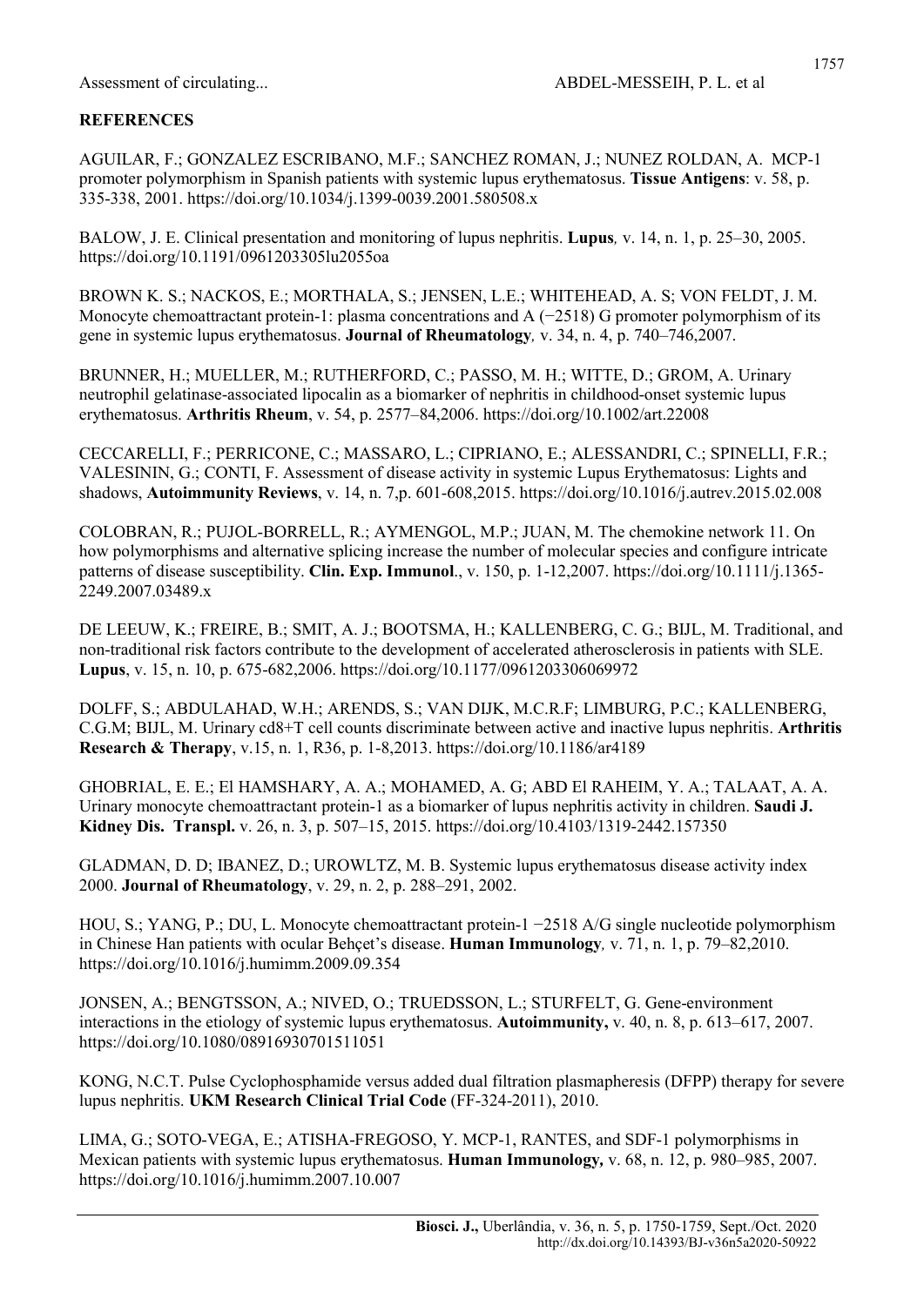## REFERENCES

AGUILAR, F.; GONZALEZ ESCRIBANO, M.F.; SANCHEZ ROMAN, J.; NUNEZ ROLDAN, A. MCP-1 promoter polymorphism in Spanish patients with systemic lupus erythematosus. **Tissue Antigens**: v. 58, p. 335-338, 2001. https://doi.org/10.1034/j.1399-0039.2001.580508.x

BALOW, J. E. Clinical presentation and monitoring of lupus nephritis. **Lupus***,* v. 14, n. 1, p. 25–30, 2005. https://doi.org/10.1191/0961203305lu2055oa

BROWN K. S.; NACKOS, E.; MORTHALA, S.; JENSEN, L.E.; WHITEHEAD, A. S; VON FELDT, J. M. Monocyte chemoattractant protein-1: plasma concentrations and A (−2518) G promoter polymorphism of its gene in systemic lupus erythematosus. **Journal of Rheumatology***,* v. 34, n. 4, p. 740–746,2007.

BRUNNER, H.; MUELLER, M.; RUTHERFORD, C.; PASSO, M. H.; WITTE, D.; GROM, A. Urinary neutrophil gelatinase-associated lipocalin as a biomarker of nephritis in childhood-onset systemic lupus erythematosus. **Arthritis Rheum**, v. 54, p. 2577–84,2006. https://doi.org/10.1002/art.22008

CECCARELLI, F.; PERRICONE, C.; MASSARO, L.; CIPRIANO, E.; ALESSANDRI, C.; SPINELLI, F.R.; VALESININ, G.; CONTI, F. Assessment of disease activity in systemic Lupus Erythematosus: Lights and shadows, **Autoimmunity Reviews**, v. 14, n. 7,p. 601-608,2015. https://doi.org/10.1016/j.autrev.2015.02.008

COLOBRAN, R.; PUJOL-BORRELL, R.; AYMENGOL, M.P.; JUAN, M. The chemokine network 11. On how polymorphisms and alternative splicing increase the number of molecular species and configure intricate patterns of disease susceptibility. **Clin. Exp. Immunol**., v. 150, p. 1-12,2007. https://doi.org/10.1111/j.1365-2249.2007.03489.x

DE LEEUW, K.; FREIRE, B.; SMIT, A. J.; BOOTSMA, H.; KALLENBERG, C. G.; BIJL, M. Traditional, and non-traditional risk factors contribute to the development of accelerated atherosclerosis in patients with SLE. **Lupus**, v. 15, n. 10, p. 675-682,2006. https://doi.org/10.1177/0961203306069972

DOLFF, S.; ABDULAHAD, W.H.; ARENDS, S.; VAN DIJK, M.C.R.F; LIMBURG, P.C.; KALLENBERG, C.G.M; BIJL, M. Urinary cd8+T cell counts discriminate between active and inactive lupus nephritis. **Arthritis Research & Therapy**, v.15, n. 1, R36, p. 1-8,2013. https://doi.org/10.1186/ar4189

GHOBRIAL, E. E.; El HAMSHARY, A. A.; MOHAMED, A. G; ABD El RAHEIM, Y. A.; TALAAT, A. A. Urinary monocyte chemoattractant protein-1 as a biomarker of lupus nephritis activity in children. **Saudi J. Kidney Dis. Transpl.** v. 26, n. 3, p. 507–15, 2015. https://doi.org/10.4103/1319-2442.157350

GLADMAN, D. D; IBANEZ, D.; UROWLTZ, M. B. Systemic lupus erythematosus disease activity index 2000. **Journal of Rheumatology**, v. 29, n. 2, p. 288–291, 2002.

HOU, S.; YANG, P.; DU, L. Monocyte chemoattractant protein-1 −2518 A/G single nucleotide polymorphism in Chinese Han patients with ocular Behçet's disease. **Human Immunology***,* v. 71, n. 1, p. 79–82,2010. https://doi.org/10.1016/j.humimm.2009.09.354

JONSEN, A.; BENGTSSON, A.; NIVED, O.; TRUEDSSON, L.; STURFELT, G. Gene-environment interactions in the etiology of systemic lupus erythematosus. **Autoimmunity,** v. 40, n. 8, p. 613–617, 2007. https://doi.org/10.1080/08916930701511051

KONG, N.C.T. Pulse Cyclophosphamide versus added dual filtration plasmapheresis (DFPP) therapy for severe lupus nephritis. **UKM Research Clinical Trial Code** (FF-324-2011), 2010.

LIMA, G.; SOTO-VEGA, E.; ATISHA-FREGOSO, Y. MCP-1, RANTES, and SDF-1 polymorphisms in Mexican patients with systemic lupus erythematosus. **Human Immunology,** v. 68, n. 12, p. 980–985, 2007. https://doi.org/10.1016/j.humimm.2007.10.007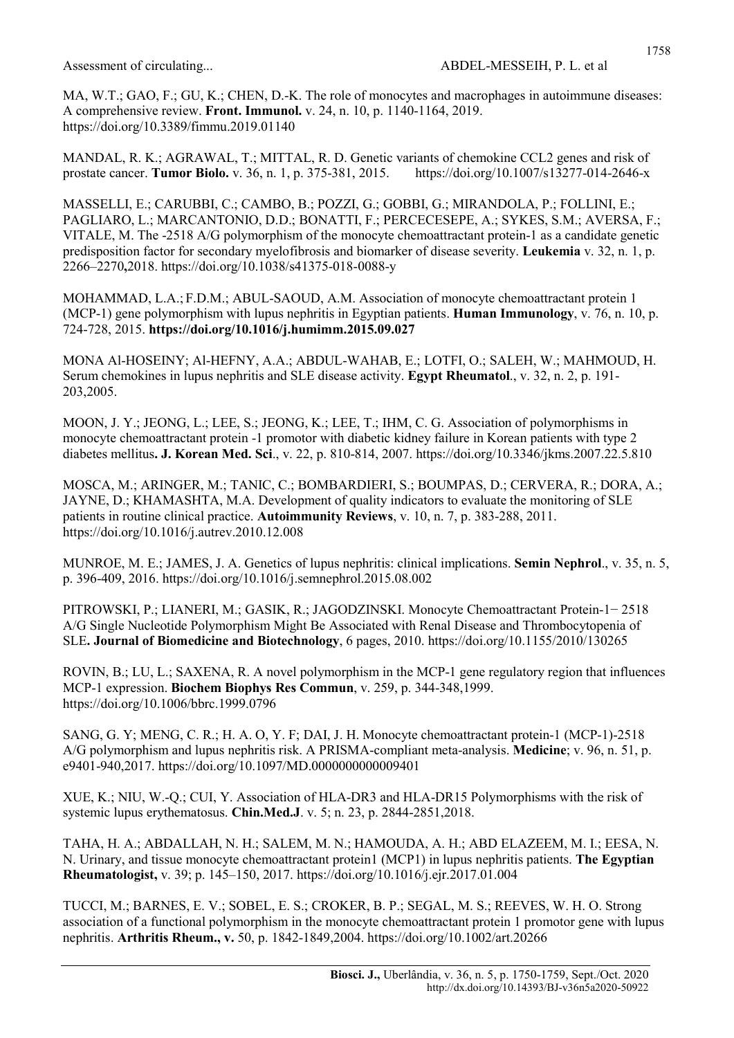MA, W.T.; GAO, F.; GU, K.; CHEN, D.-K. The role of monocytes and macrophages in autoimmune diseases: A comprehensive review. **Front. Immunol.** v. 24, n. 10, p. 1140-1164, 2019. https://doi.org/10.3389/fimmu.2019.01140

MANDAL, R. K.; AGRAWAL, T.; MITTAL, R. D. Genetic variants of chemokine CCL2 genes and risk of prostate cancer. **Tumor Biolo.** v. 36, n. 1, p. 375-381, 2015. https://doi.org/10.1007/s13277-014-2646-x

MASSELLI, E.; CARUBBI, C.; CAMBO, B.; POZZI, G.; GOBBI, G.; MIRANDOLA, P.; FOLLINI, E.; PAGLIARO, L.; MARCANTONIO, D.D.; BONATTI, F.; PERCECESEPE, A.; SYKES, S.M.; AVERSA, F.; VITALE, M. The -2518 A/G polymorphism of the monocyte chemoattractant protein-1 as a candidate genetic predisposition factor for secondary myelofibrosis and biomarker of disease severity. **Leukemia** v. 32, n. 1, p. 2266–2270**,**2018. https://doi.org/10.1038/s41375-018-0088-y

MOHAMMAD, L.A.; F.D.M.; ABUL-SAOUD, A.M. Association of monocyte chemoattractant protein 1 (MCP-1) gene polymorphism with lupus nephritis in Egyptian patients. **Human Immunology**, v. 76, n. 10, p. 724-728, 2015. **https://doi.org/10.1016/j.humimm.2015.09.027**

MONA Al-HOSEINY; Al-HEFNY, A.A.; ABDUL-WAHAB, E.; LOTFI, O.; SALEH, W.; MAHMOUD, H. Serum chemokines in lupus nephritis and SLE disease activity. **Egypt Rheumatol**., v. 32, n. 2, p. 191-203,2005.

MOON, J. Y.; JEONG, L.; LEE, S.; JEONG, K.; LEE, T.; IHM, C. G. Association of polymorphisms in monocyte chemoattractant protein -1 promotor with diabetic kidney failure in Korean patients with type 2 diabetes mellitus**. J. Korean Med. Sci**., v. 22, p. 810-814, 2007. https://doi.org/10.3346/jkms.2007.22.5.810

MOSCA, M.; ARINGER, M.; TANIC, C.; BOMBARDIERI, S.; BOUMPAS, D.; CERVERA, R.; DORA, A.; JAYNE, D.; KHAMASHTA, M.A. Development of quality indicators to evaluate the monitoring of SLE patients in routine clinical practice. **Autoimmunity Reviews**, v. 10, n. 7, p. 383-288, 2011. https://doi.org/10.1016/j.autrev.2010.12.008

MUNROE, M. E.; JAMES, J. A. Genetics of lupus nephritis: clinical implications. **Semin Nephrol**., v. 35, n. 5, p. 396-409, 2016. https://doi.org/10.1016/j.semnephrol.2015.08.002

PITROWSKI, P.; LIANERI, M.; GASIK, R.; JAGODZINSKI. Monocyte Chemoattractant Protein-1− 2518 A/G Single Nucleotide Polymorphism Might Be Associated with Renal Disease and Thrombocytopenia of SLE**. Journal of Biomedicine and Biotechnology**, 6 pages, 2010. https://doi.org/10.1155/2010/130265

ROVIN, B.; LU, L.; SAXENA, R. A novel polymorphism in the MCP-1 gene regulatory region that influences MCP-1 expression. **Biochem Biophys Res Commun**, v. 259, p. 344-348,1999. https://doi.org/10.1006/bbrc.1999.0796

SANG, G. Y; MENG, C. R.; H. A. O, Y. F; DAI, J. H. Monocyte chemoattractant protein-1 (MCP-1)-2518 A/G polymorphism and lupus nephritis risk. A PRISMA-compliant meta-analysis. **Medicine**; v. 96, n. 51, p. e9401-940,2017. https://doi.org/10.1097/MD.0000000000009401

XUE, K.; NIU, W.-Q.; CUI, Y. Association of HLA-DR3 and HLA-DR15 Polymorphisms with the risk of systemic lupus erythematosus. **Chin.Med.J**. v. 5; n. 23, p. 2844-2851,2018.

TAHA, H. A.; ABDALLAH, N. H.; SALEM, M. N.; HAMOUDA, A. H.; ABD ELAZEEM, M. I.; EESA, N. N. Urinary, and tissue monocyte chemoattractant protein1 (MCP1) in lupus nephritis patients. **The Egyptian Rheumatologist,** v. 39; p. 145–150, 2017. https://doi.org/10.1016/j.ejr.2017.01.004

TUCCI, M.; BARNES, E. V.; SOBEL, E. S.; CROKER, B. P.; SEGAL, M. S.; REEVES, W. H. O. Strong association of a functional polymorphism in the monocyte chemoattractant protein 1 promotor gene with lupus nephritis. **Arthritis Rheum., v.** 50, p. 1842-1849,2004. https://doi.org/10.1002/art.20266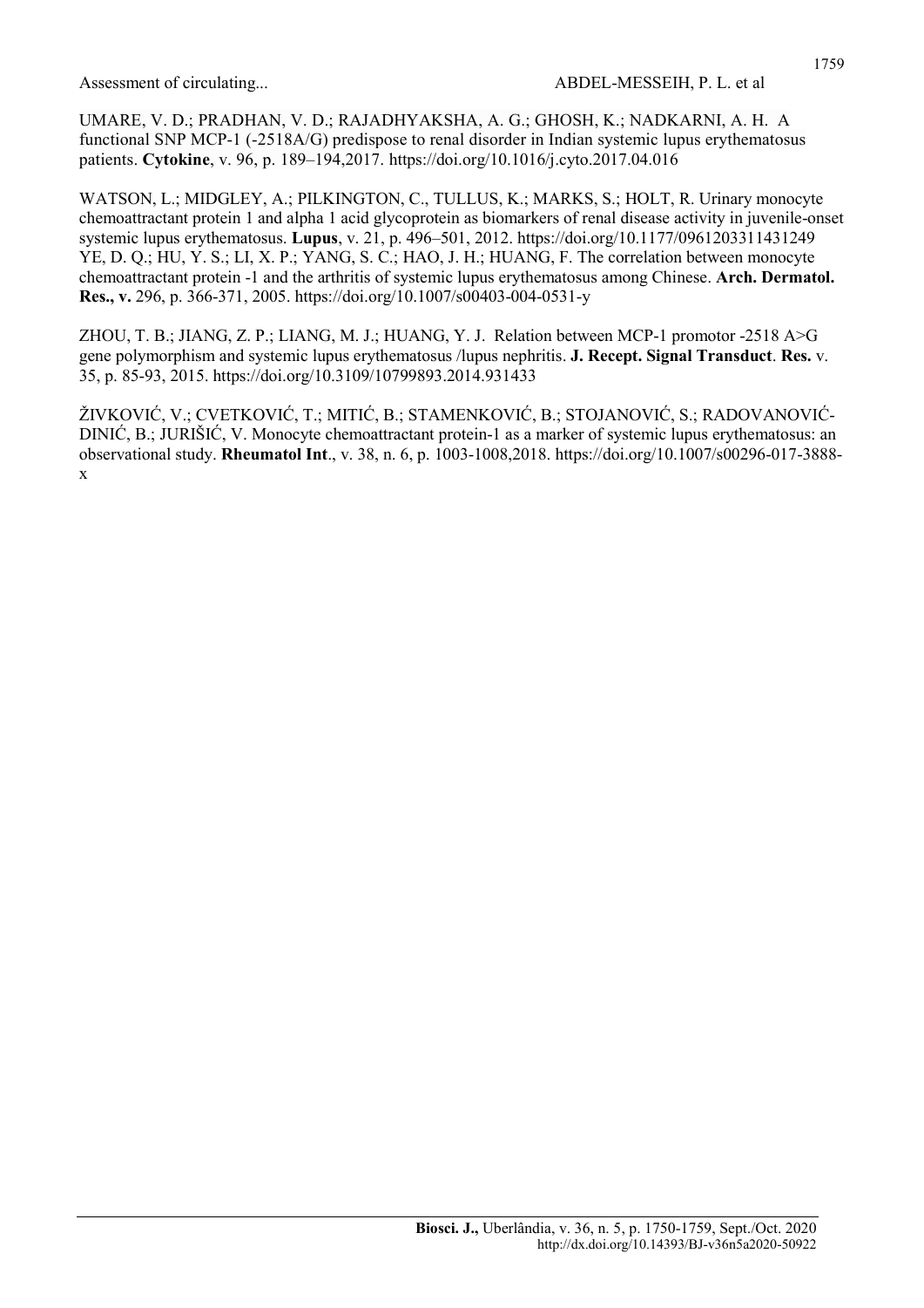UMARE, V. D.; PRADHAN, V. D.; RAJADHYAKSHA, A. G.; GHOSH, K.; NADKARNI, A. H. A functional SNP MCP-1 (-2518A/G) predispose to renal disorder in Indian systemic lupus erythematosus patients. **Cytokine**, v. 96, p. 189–194,2017. https://doi.org/10.1016/j.cyto.2017.04.016

WATSON, L.; MIDGLEY, A.; PILKINGTON, C., TULLUS, K.; MARKS, S.; HOLT, R. Urinary monocyte chemoattractant protein 1 and alpha 1 acid glycoprotein as biomarkers of renal disease activity in juvenile-onset systemic lupus erythematosus. **Lupus**, v. 21, p. 496–501, 2012. https://doi.org/10.1177/0961203311431249

YE, D. Q.; HU, Y. S.; LI, X. P.; YANG, S. C.; HAO, J. H.; HUANG, F. The correlation between monocyte chemoattractant protein -1 and the arthritis of systemic lupus erythematosus among Chinese. **Arch. Dermatol. Res., v.** 296, p. 366-371, 2005. https://doi.org/10.1007/s00403-004-0531-y

ZHOU, T. B.; JIANG, Z. P.; LIANG, M. J.; HUANG, Y. J. Relation between MCP-1 promotor -2518 A>G gene polymorphism and systemic lupus erythematosus /lupus nephritis. **J. Recept. Signal Transduct**. **Res.** v. 35, p. 85-93, 2015. https://doi.org/10.3109/10799893.2014.931433

ŽIVKOVIĆ, V.; CVETKOVIĆ, T.; MITIĆ, B.; STAMENKOVIĆ, B.; STOJANOVIĆ, S.; RADOVANOVIĆ-DINIĆ, B.; JURIŠIĆ, V. Monocyte chemoattractant protein-1 as a marker of systemic lupus erythematosus: an observational study. **Rheumatol Int**., v. 38, n. 6, p. 1003-1008,2018. https://doi.org/10.1007/s00296-017-3888-x